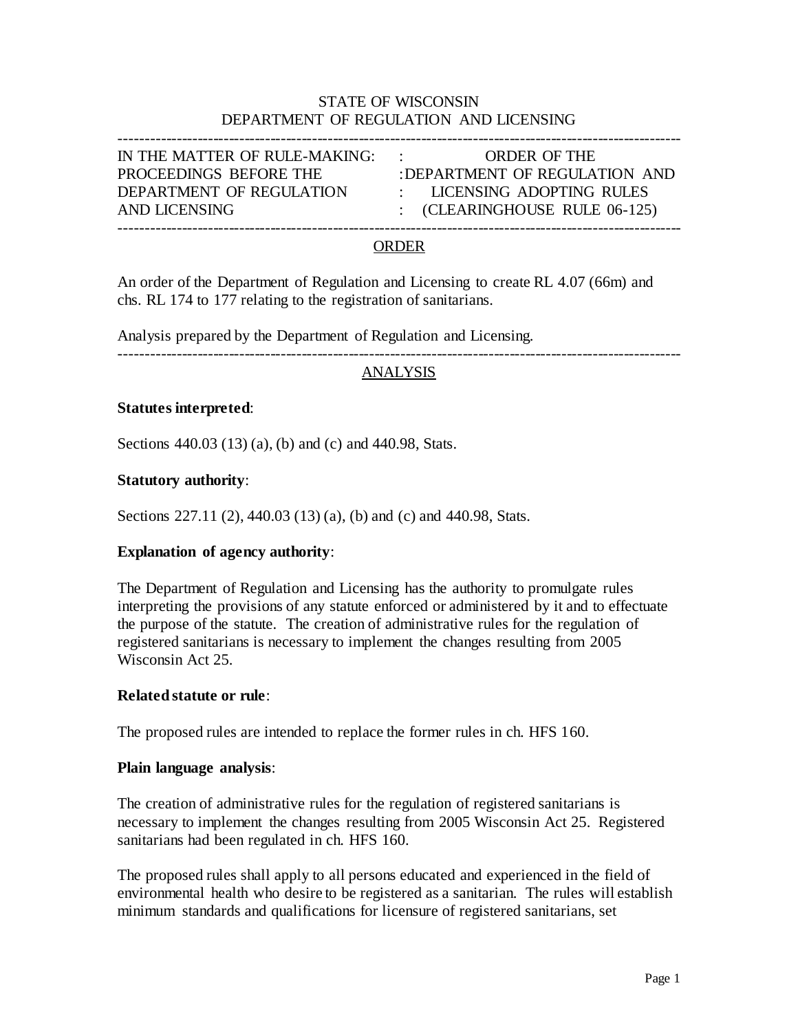STATE OF WISCONSIN
DEPARTMENT OF REGULATION AND LICENSING

---

| IN THE MATTER OF RULE-MAKING: | : ORDER OF THE |
|---|---|
| PROCEEDINGS BEFORE THE | : DEPARTMENT OF REGULATION AND |
| DEPARTMENT OF REGULATION | : LICENSING ADOPTING RULES |
| AND LICENSING | : (CLEARINGHOUSE RULE 06-125) |

---

## ORDER

An order of the Department of Regulation and Licensing to create RL 4.07 (66m) and chs. RL 174 to 177 relating to the registration of sanitarians.

Analysis prepared by the Department of Regulation and Licensing.

---

## ANALYSIS

**Statutes interpreted**:

Sections 440.03 (13) (a), (b) and (c) and 440.98, Stats.

**Statutory authority**:

Sections 227.11 (2), 440.03 (13) (a), (b) and (c) and 440.98, Stats.

**Explanation of agency authority**:

The Department of Regulation and Licensing has the authority to promulgate rules interpreting the provisions of any statute enforced or administered by it and to effectuate the purpose of the statute. The creation of administrative rules for the regulation of registered sanitarians is necessary to implement the changes resulting from 2005 Wisconsin Act 25.

**Related statute or rule**:

The proposed rules are intended to replace the former rules in ch. HFS 160.

**Plain language analysis**:

The creation of administrative rules for the regulation of registered sanitarians is necessary to implement the changes resulting from 2005 Wisconsin Act 25. Registered sanitarians had been regulated in ch. HFS 160.

The proposed rules shall apply to all persons educated and experienced in the field of environmental health who desire to be registered as a sanitarian. The rules will establish minimum standards and qualifications for licensure of registered sanitarians, set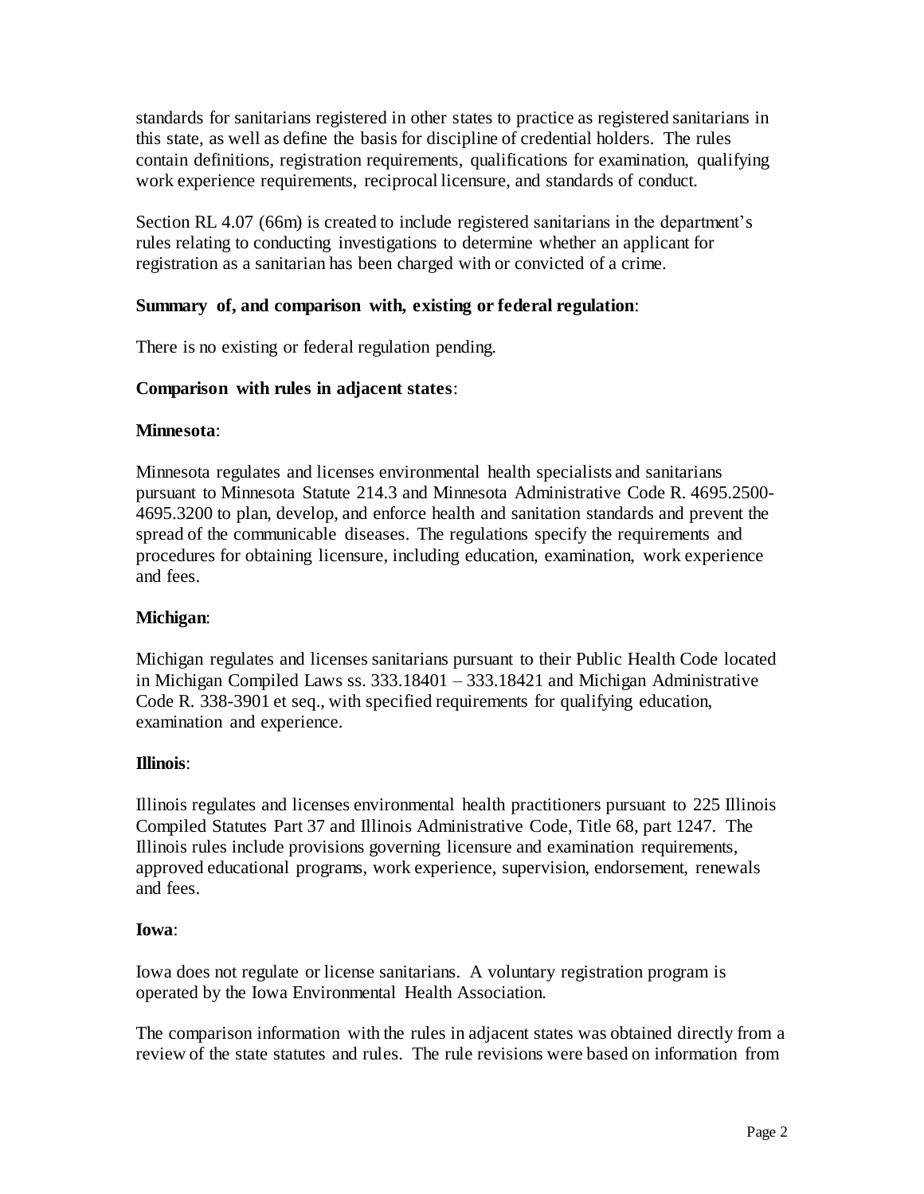standards for sanitarians registered in other states to practice as registered sanitarians in this state, as well as define the basis for discipline of credential holders. The rules contain definitions, registration requirements, qualifications for examination, qualifying work experience requirements, reciprocal licensure, and standards of conduct.

Section RL 4.07 (66m) is created to include registered sanitarians in the department's rules relating to conducting investigations to determine whether an applicant for registration as a sanitarian has been charged with or convicted of a crime.

**Summary of, and comparison with, existing or federal regulation**:

There is no existing or federal regulation pending.

**Comparison with rules in adjacent states**:

**Minnesota**:

Minnesota regulates and licenses environmental health specialists and sanitarians pursuant to Minnesota Statute 214.3 and Minnesota Administrative Code R. 4695.2500-4695.3200 to plan, develop, and enforce health and sanitation standards and prevent the spread of the communicable diseases. The regulations specify the requirements and procedures for obtaining licensure, including education, examination, work experience and fees.

**Michigan**:

Michigan regulates and licenses sanitarians pursuant to their Public Health Code located in Michigan Compiled Laws ss. 333.18401 – 333.18421 and Michigan Administrative Code R. 338-3901 et seq., with specified requirements for qualifying education, examination and experience.

**Illinois**:

Illinois regulates and licenses environmental health practitioners pursuant to 225 Illinois Compiled Statutes Part 37 and Illinois Administrative Code, Title 68, part 1247. The Illinois rules include provisions governing licensure and examination requirements, approved educational programs, work experience, supervision, endorsement, renewals and fees.

**Iowa**:

Iowa does not regulate or license sanitarians. A voluntary registration program is operated by the Iowa Environmental Health Association.

The comparison information with the rules in adjacent states was obtained directly from a review of the state statutes and rules. The rule revisions were based on information from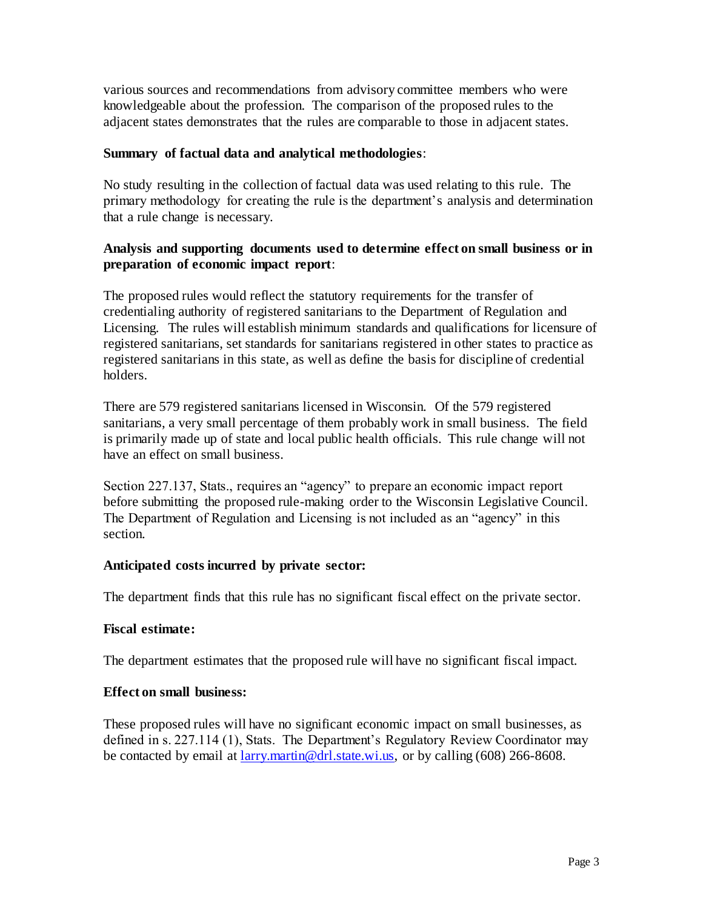various sources and recommendations from advisory committee members who were knowledgeable about the profession. The comparison of the proposed rules to the adjacent states demonstrates that the rules are comparable to those in adjacent states.

**Summary of factual data and analytical methodologies**:

No study resulting in the collection of factual data was used relating to this rule. The primary methodology for creating the rule is the department's analysis and determination that a rule change is necessary.

**Analysis and supporting documents used to determine effect on small business or in preparation of economic impact report**:

The proposed rules would reflect the statutory requirements for the transfer of credentialing authority of registered sanitarians to the Department of Regulation and Licensing. The rules will establish minimum standards and qualifications for licensure of registered sanitarians, set standards for sanitarians registered in other states to practice as registered sanitarians in this state, as well as define the basis for discipline of credential holders.

There are 579 registered sanitarians licensed in Wisconsin. Of the 579 registered sanitarians, a very small percentage of them probably work in small business. The field is primarily made up of state and local public health officials. This rule change will not have an effect on small business.

Section 227.137, Stats., requires an "agency" to prepare an economic impact report before submitting the proposed rule-making order to the Wisconsin Legislative Council. The Department of Regulation and Licensing is not included as an "agency" in this section.

**Anticipated costs incurred by private sector:**

The department finds that this rule has no significant fiscal effect on the private sector.

**Fiscal estimate:**

The department estimates that the proposed rule will have no significant fiscal impact.

**Effect on small business:**

These proposed rules will have no significant economic impact on small businesses, as defined in s. 227.114 (1), Stats. The Department's Regulatory Review Coordinator may be contacted by email at larry.martin@drl.state.wi.us, or by calling (608) 266-8608.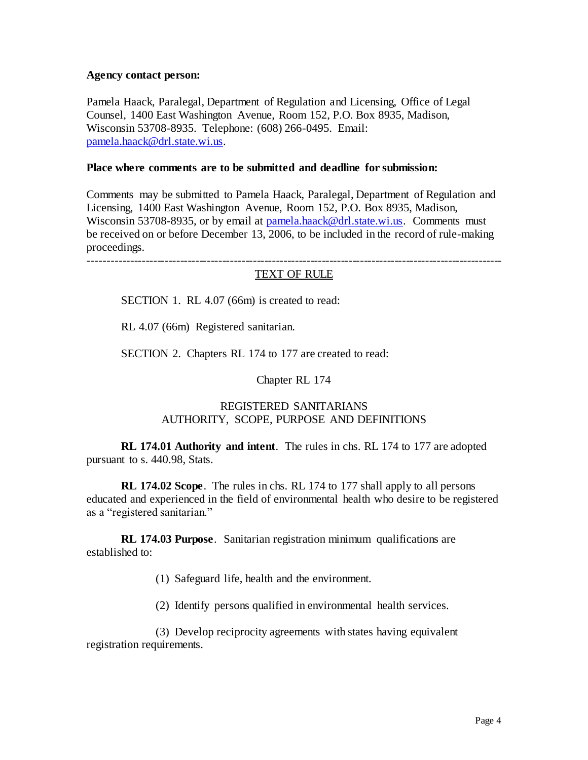**Agency contact person:**

Pamela Haack, Paralegal, Department of Regulation and Licensing, Office of Legal Counsel, 1400 East Washington Avenue, Room 152, P.O. Box 8935, Madison, Wisconsin 53708-8935. Telephone: (608) 266-0495. Email: pamela.haack@drl.state.wi.us.

**Place where comments are to be submitted and deadline for submission:**

Comments may be submitted to Pamela Haack, Paralegal, Department of Regulation and Licensing, 1400 East Washington Avenue, Room 152, P.O. Box 8935, Madison, Wisconsin 53708-8935, or by email at pamela.haack@drl.state.wi.us. Comments must be received on or before December 13, 2006, to be included in the record of rule-making proceedings.

---

TEXT OF RULE

SECTION 1. RL 4.07 (66m) is created to read:

RL 4.07 (66m) Registered sanitarian.

SECTION 2. Chapters RL 174 to 177 are created to read:

Chapter RL 174

REGISTERED SANITARIANS
AUTHORITY, SCOPE, PURPOSE AND DEFINITIONS

**RL 174.01 Authority and intent**. The rules in chs. RL 174 to 177 are adopted pursuant to s. 440.98, Stats.

**RL 174.02 Scope**. The rules in chs. RL 174 to 177 shall apply to all persons educated and experienced in the field of environmental health who desire to be registered as a "registered sanitarian."

**RL 174.03 Purpose**. Sanitarian registration minimum qualifications are established to:

(1) Safeguard life, health and the environment.

(2) Identify persons qualified in environmental health services.

(3) Develop reciprocity agreements with states having equivalent registration requirements.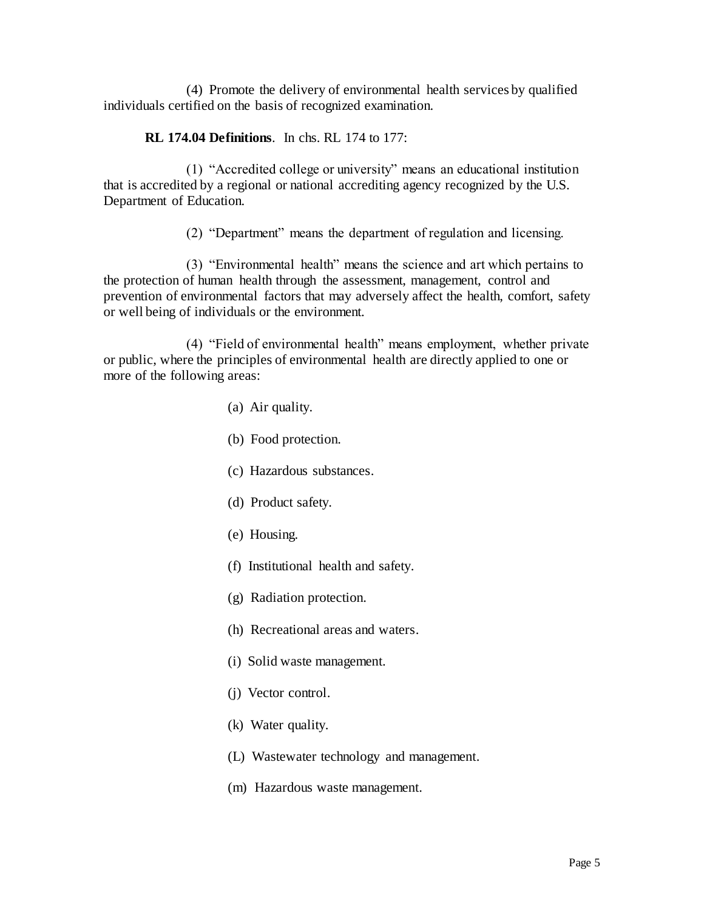(4) Promote the delivery of environmental health services by qualified individuals certified on the basis of recognized examination.

**RL 174.04 Definitions**. In chs. RL 174 to 177:

(1) "Accredited college or university" means an educational institution that is accredited by a regional or national accrediting agency recognized by the U.S. Department of Education.

(2) "Department" means the department of regulation and licensing.

(3) "Environmental health" means the science and art which pertains to the protection of human health through the assessment, management, control and prevention of environmental factors that may adversely affect the health, comfort, safety or well being of individuals or the environment.

(4) "Field of environmental health" means employment, whether private or public, where the principles of environmental health are directly applied to one or more of the following areas:

(a) Air quality.

(b) Food protection.

(c) Hazardous substances.

(d) Product safety.

(e) Housing.

(f) Institutional health and safety.

(g) Radiation protection.

(h) Recreational areas and waters.

(i) Solid waste management.

(j) Vector control.

(k) Water quality.

(L) Wastewater technology and management.

(m) Hazardous waste management.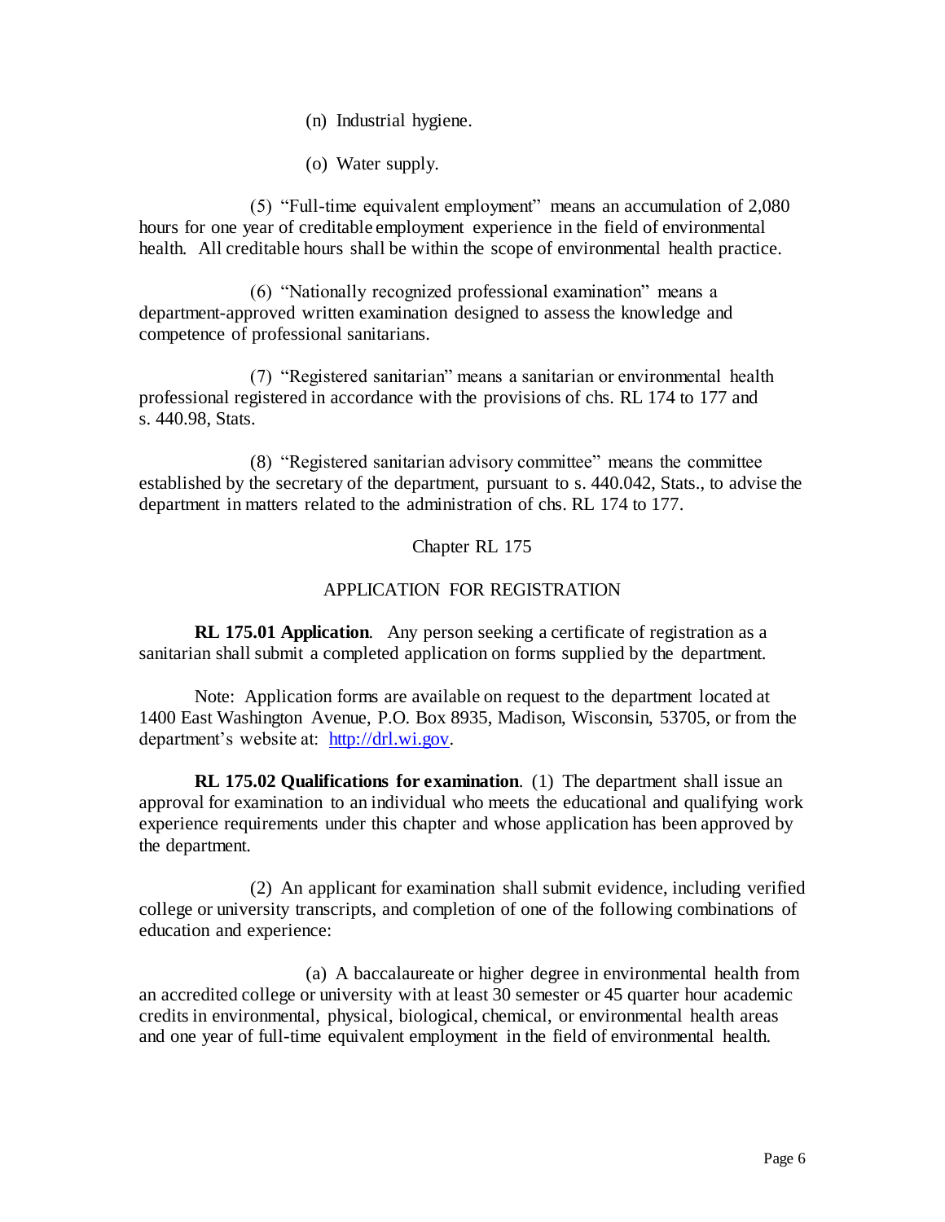(n) Industrial hygiene.

(o) Water supply.

(5) "Full-time equivalent employment" means an accumulation of 2,080 hours for one year of creditable employment experience in the field of environmental health. All creditable hours shall be within the scope of environmental health practice.

(6) "Nationally recognized professional examination" means a department-approved written examination designed to assess the knowledge and competence of professional sanitarians.

(7) "Registered sanitarian" means a sanitarian or environmental health professional registered in accordance with the provisions of chs. RL 174 to 177 and s. 440.98, Stats.

(8) "Registered sanitarian advisory committee" means the committee established by the secretary of the department, pursuant to s. 440.042, Stats., to advise the department in matters related to the administration of chs. RL 174 to 177.

## Chapter RL 175

## APPLICATION FOR REGISTRATION

**RL 175.01 Application**. Any person seeking a certificate of registration as a sanitarian shall submit a completed application on forms supplied by the department.

Note: Application forms are available on request to the department located at 1400 East Washington Avenue, P.O. Box 8935, Madison, Wisconsin, 53705, or from the department's website at: http://drl.wi.gov.

**RL 175.02 Qualifications for examination**. (1) The department shall issue an approval for examination to an individual who meets the educational and qualifying work experience requirements under this chapter and whose application has been approved by the department.

(2) An applicant for examination shall submit evidence, including verified college or university transcripts, and completion of one of the following combinations of education and experience:

(a) A baccalaureate or higher degree in environmental health from an accredited college or university with at least 30 semester or 45 quarter hour academic credits in environmental, physical, biological, chemical, or environmental health areas and one year of full-time equivalent employment in the field of environmental health.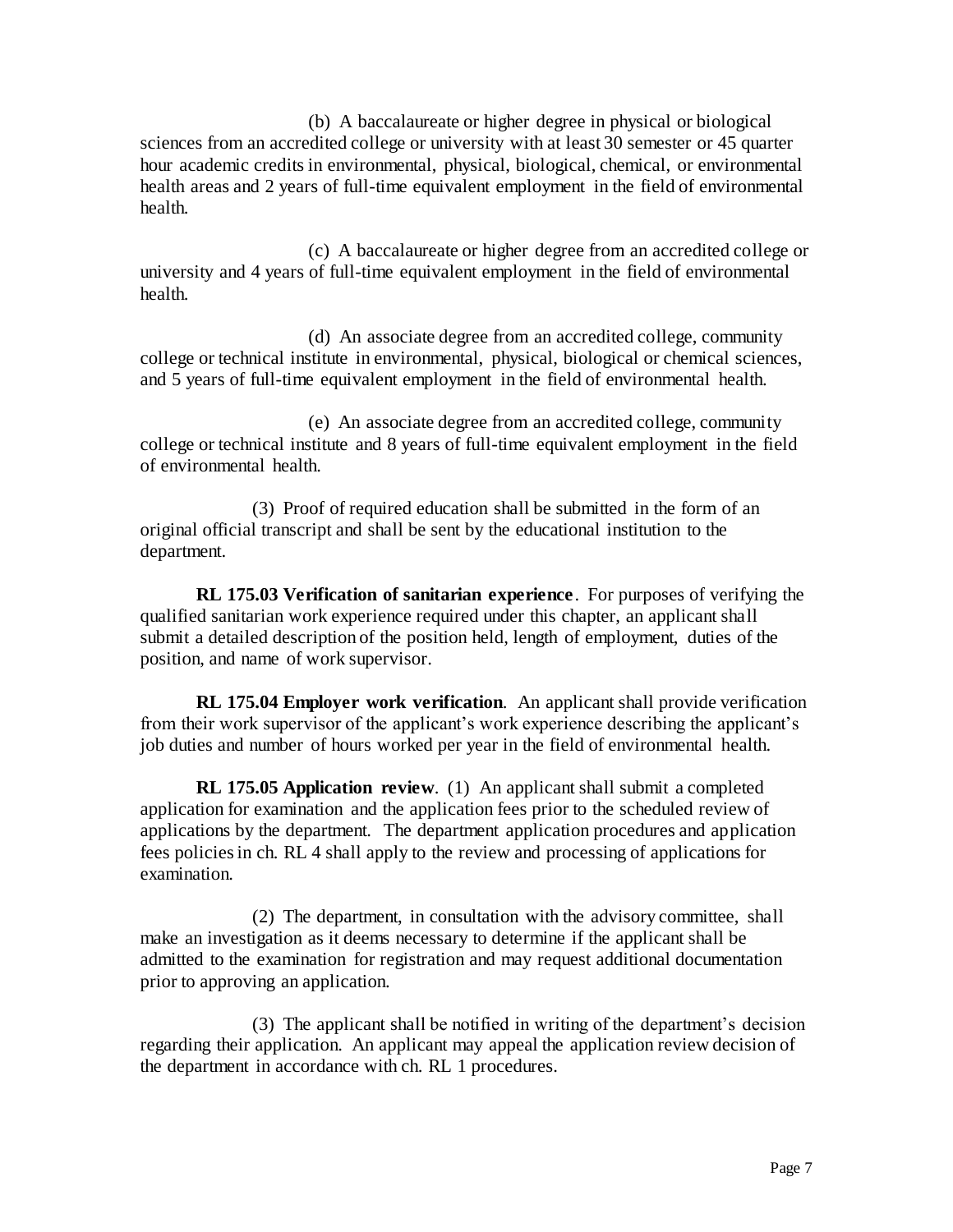(b) A baccalaureate or higher degree in physical or biological sciences from an accredited college or university with at least 30 semester or 45 quarter hour academic credits in environmental, physical, biological, chemical, or environmental health areas and 2 years of full-time equivalent employment in the field of environmental health.

(c) A baccalaureate or higher degree from an accredited college or university and 4 years of full-time equivalent employment in the field of environmental health.

(d) An associate degree from an accredited college, community college or technical institute in environmental, physical, biological or chemical sciences, and 5 years of full-time equivalent employment in the field of environmental health.

(e) An associate degree from an accredited college, community college or technical institute and 8 years of full-time equivalent employment in the field of environmental health.

(3) Proof of required education shall be submitted in the form of an original official transcript and shall be sent by the educational institution to the department.

**RL 175.03 Verification of sanitarian experience**. For purposes of verifying the qualified sanitarian work experience required under this chapter, an applicant shall submit a detailed description of the position held, length of employment, duties of the position, and name of work supervisor.

**RL 175.04 Employer work verification**. An applicant shall provide verification from their work supervisor of the applicant's work experience describing the applicant's job duties and number of hours worked per year in the field of environmental health.

**RL 175.05 Application review**. (1) An applicant shall submit a completed application for examination and the application fees prior to the scheduled review of applications by the department. The department application procedures and application fees policies in ch. RL 4 shall apply to the review and processing of applications for examination.

(2) The department, in consultation with the advisory committee, shall make an investigation as it deems necessary to determine if the applicant shall be admitted to the examination for registration and may request additional documentation prior to approving an application.

(3) The applicant shall be notified in writing of the department's decision regarding their application. An applicant may appeal the application review decision of the department in accordance with ch. RL 1 procedures.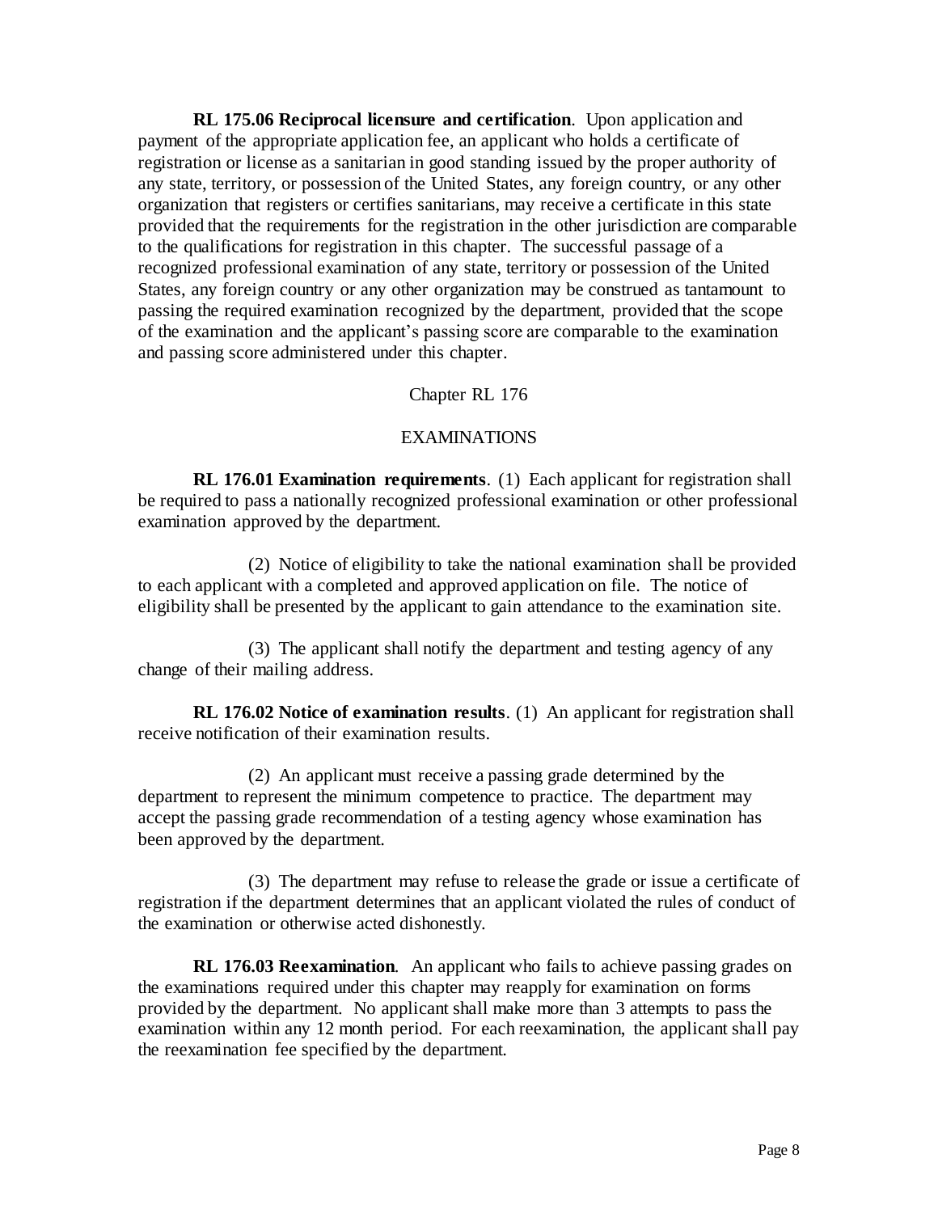**RL 175.06 Reciprocal licensure and certification**. Upon application and payment of the appropriate application fee, an applicant who holds a certificate of registration or license as a sanitarian in good standing issued by the proper authority of any state, territory, or possession of the United States, any foreign country, or any other organization that registers or certifies sanitarians, may receive a certificate in this state provided that the requirements for the registration in the other jurisdiction are comparable to the qualifications for registration in this chapter. The successful passage of a recognized professional examination of any state, territory or possession of the United States, any foreign country or any other organization may be construed as tantamount to passing the required examination recognized by the department, provided that the scope of the examination and the applicant's passing score are comparable to the examination and passing score administered under this chapter.

## Chapter RL 176

## EXAMINATIONS

**RL 176.01 Examination requirements**. (1) Each applicant for registration shall be required to pass a nationally recognized professional examination or other professional examination approved by the department.

(2) Notice of eligibility to take the national examination shall be provided to each applicant with a completed and approved application on file. The notice of eligibility shall be presented by the applicant to gain attendance to the examination site.

(3) The applicant shall notify the department and testing agency of any change of their mailing address.

**RL 176.02 Notice of examination results**. (1) An applicant for registration shall receive notification of their examination results.

(2) An applicant must receive a passing grade determined by the department to represent the minimum competence to practice. The department may accept the passing grade recommendation of a testing agency whose examination has been approved by the department.

(3) The department may refuse to release the grade or issue a certificate of registration if the department determines that an applicant violated the rules of conduct of the examination or otherwise acted dishonestly.

**RL 176.03 Reexamination**. An applicant who fails to achieve passing grades on the examinations required under this chapter may reapply for examination on forms provided by the department. No applicant shall make more than 3 attempts to pass the examination within any 12 month period. For each reexamination, the applicant shall pay the reexamination fee specified by the department.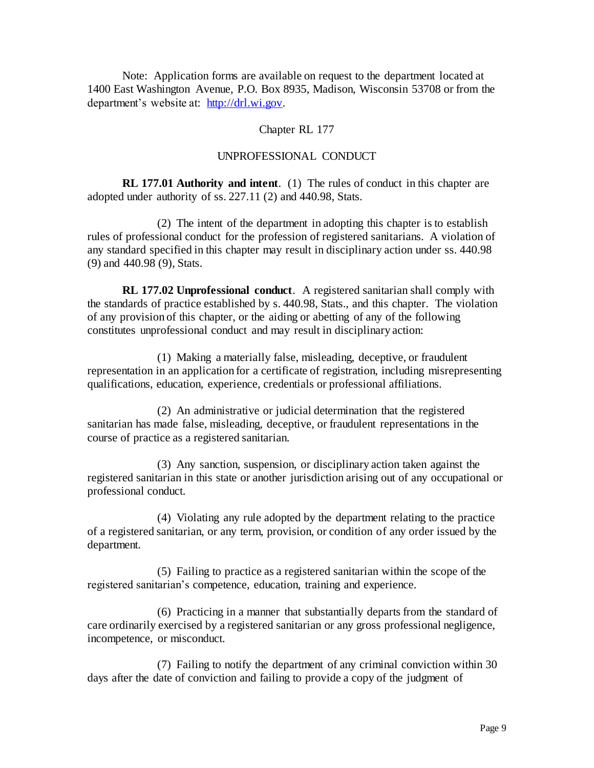Note: Application forms are available on request to the department located at 1400 East Washington Avenue, P.O. Box 8935, Madison, Wisconsin 53708 or from the department's website at: http://drl.wi.gov.

## Chapter RL 177

## UNPROFESSIONAL CONDUCT

**RL 177.01 Authority and intent**. (1) The rules of conduct in this chapter are adopted under authority of ss. 227.11 (2) and 440.98, Stats.

(2) The intent of the department in adopting this chapter is to establish rules of professional conduct for the profession of registered sanitarians. A violation of any standard specified in this chapter may result in disciplinary action under ss. 440.98 (9) and 440.98 (9), Stats.

**RL 177.02 Unprofessional conduct**. A registered sanitarian shall comply with the standards of practice established by s. 440.98, Stats., and this chapter. The violation of any provision of this chapter, or the aiding or abetting of any of the following constitutes unprofessional conduct and may result in disciplinary action:

(1) Making a materially false, misleading, deceptive, or fraudulent representation in an application for a certificate of registration, including misrepresenting qualifications, education, experience, credentials or professional affiliations.

(2) An administrative or judicial determination that the registered sanitarian has made false, misleading, deceptive, or fraudulent representations in the course of practice as a registered sanitarian.

(3) Any sanction, suspension, or disciplinary action taken against the registered sanitarian in this state or another jurisdiction arising out of any occupational or professional conduct.

(4) Violating any rule adopted by the department relating to the practice of a registered sanitarian, or any term, provision, or condition of any order issued by the department.

(5) Failing to practice as a registered sanitarian within the scope of the registered sanitarian's competence, education, training and experience.

(6) Practicing in a manner that substantially departs from the standard of care ordinarily exercised by a registered sanitarian or any gross professional negligence, incompetence, or misconduct.

(7) Failing to notify the department of any criminal conviction within 30 days after the date of conviction and failing to provide a copy of the judgment of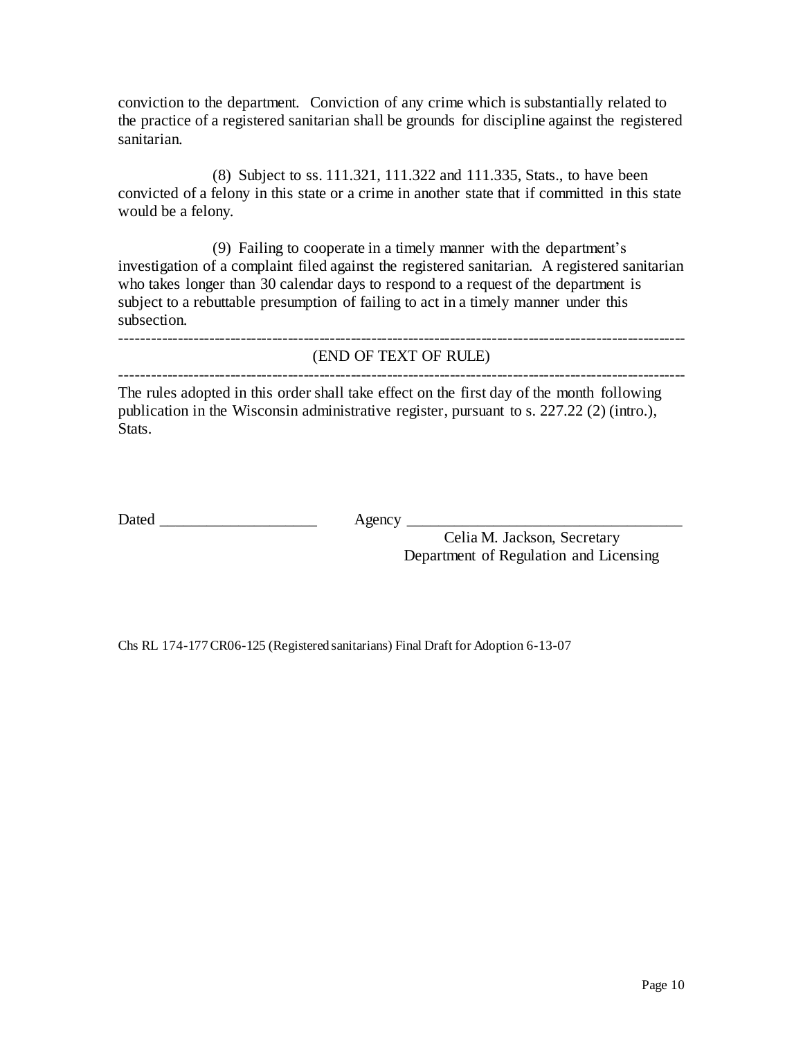conviction to the department. Conviction of any crime which is substantially related to the practice of a registered sanitarian shall be grounds for discipline against the registered sanitarian.

(8) Subject to ss. 111.321, 111.322 and 111.335, Stats., to have been convicted of a felony in this state or a crime in another state that if committed in this state would be a felony.

(9) Failing to cooperate in a timely manner with the department's investigation of a complaint filed against the registered sanitarian. A registered sanitarian who takes longer than 30 calendar days to respond to a request of the department is subject to a rebuttable presumption of failing to act in a timely manner under this subsection.

---

(END OF TEXT OF RULE)

---

The rules adopted in this order shall take effect on the first day of the month following publication in the Wisconsin administrative register, pursuant to s. 227.22 (2) (intro.), Stats.

Dated ____________________ Agency ___________________________________

Celia M. Jackson, Secretary
Department of Regulation and Licensing

Chs RL 174-177 CR06-125 (Registered sanitarians) Final Draft for Adoption 6-13-07